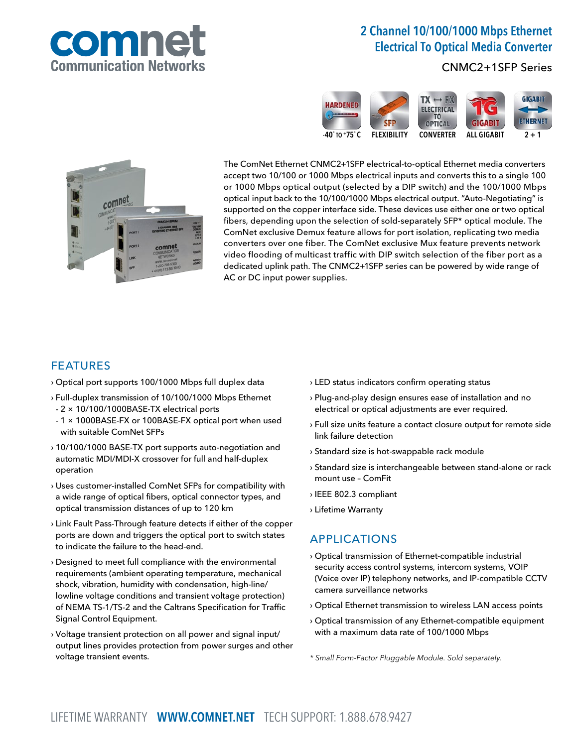# comnet
Communication Networks

## 2 Channel 10/100/1000 Mbps Ethernet Electrical To Optical Media Converter

CNMC2+1SFP Series

HARDENED -40° TO +75° C | SFP FLEXIBILITY | TX ↔ FX ELECTRICAL TO OPTICAL CONVERTER | 1G GIGABIT ALL GIGABIT | GIGABIT ETHERNET 2 + 1

The ComNet Ethernet CNMC2+1SFP electrical-to-optical Ethernet media converters accept two 10/100 or 1000 Mbps electrical inputs and converts this to a single 100 or 1000 Mbps optical output (selected by a DIP switch) and the 100/1000 Mbps optical input back to the 10/100/1000 Mbps electrical output. "Auto-Negotiating" is supported on the copper interface side. These devices use either one or two optical fibers, depending upon the selection of sold-separately SFP* optical module. The ComNet exclusive Demux feature allows for port isolation, replicating two media converters over one fiber. The ComNet exclusive Mux feature prevents network video flooding of multicast traffic with DIP switch selection of the fiber port as a dedicated uplink path. The CNMC2+1SFP series can be powered by wide range of AC or DC input power supplies.

## FEATURES

- › Optical port supports 100/1000 Mbps full duplex data
- › Full-duplex transmission of 10/100/1000 Mbps Ethernet
  - 2 × 10/100/1000BASE-TX electrical ports
  - 1 × 1000BASE-FX or 100BASE-FX optical port when used with suitable ComNet SFPs
- › 10/100/1000 BASE-TX port supports auto-negotiation and automatic MDI/MDI-X crossover for full and half-duplex operation
- › Uses customer-installed ComNet SFPs for compatibility with a wide range of optical fibers, optical connector types, and optical transmission distances of up to 120 km
- › Link Fault Pass-Through feature detects if either of the copper ports are down and triggers the optical port to switch states to indicate the failure to the head-end.
- › Designed to meet full compliance with the environmental requirements (ambient operating temperature, mechanical shock, vibration, humidity with condensation, high-line/lowline voltage conditions and transient voltage protection) of NEMA TS-1/TS-2 and the Caltrans Specification for Traffic Signal Control Equipment.
- › Voltage transient protection on all power and signal input/output lines provides protection from power surges and other voltage transient events.
- › LED status indicators confirm operating status
- › Plug-and-play design ensures ease of installation and no electrical or optical adjustments are ever required.
- › Full size units feature a contact closure output for remote side link failure detection
- › Standard size is hot-swappable rack module
- › Standard size is interchangeable between stand-alone or rack mount use – ComFit
- › IEEE 802.3 compliant
- › Lifetime Warranty

## APPLICATIONS

- › Optical transmission of Ethernet-compatible industrial security access control systems, intercom systems, VOIP (Voice over IP) telephony networks, and IP-compatible CCTV camera surveillance networks
- › Optical Ethernet transmission to wireless LAN access points
- › Optical transmission of any Ethernet-compatible equipment with a maximum data rate of 100/1000 Mbps

*\* Small Form-Factor Pluggable Module. Sold separately.*

LIFETIME WARRANTY **WWW.COMNET.NET** TECH SUPPORT: 1.888.678.9427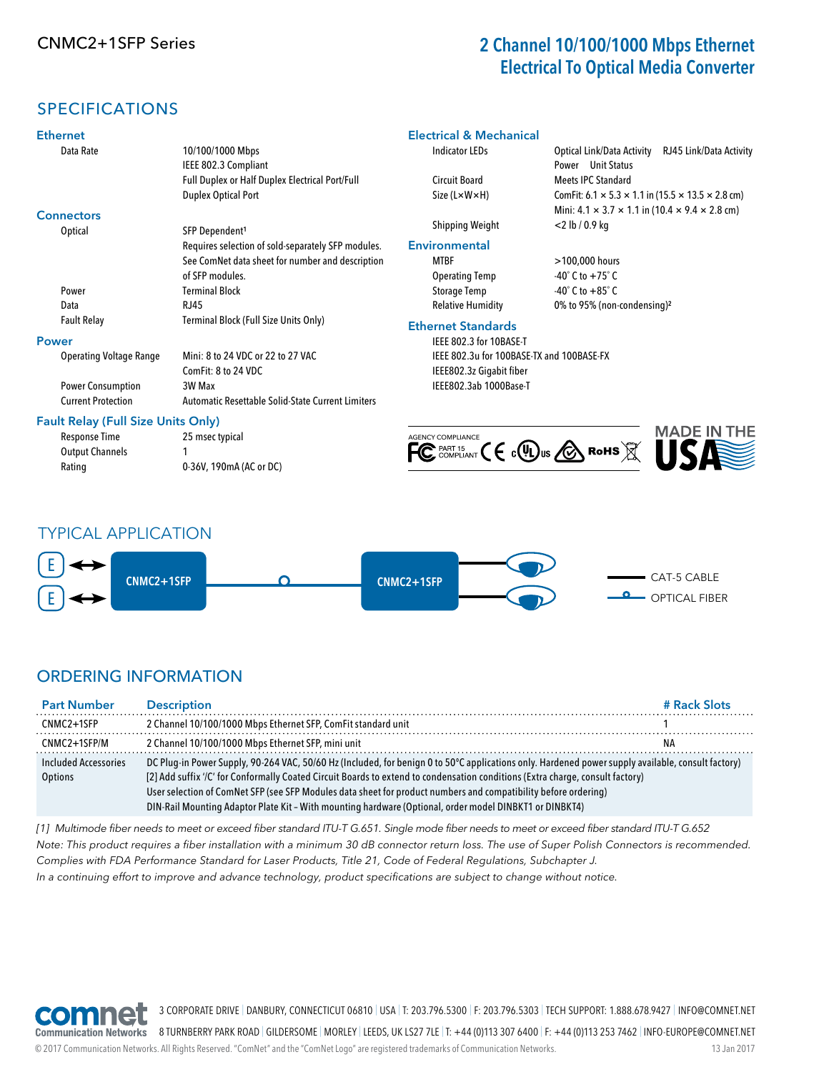CNMC2+1SFP Series

# 2 Channel 10/100/1000 Mbps Ethernet Electrical To Optical Media Converter

## SPECIFICATIONS

### Ethernet

| | |
|---|---|
| Data Rate | 10/100/1000 Mbps<br>IEEE 802.3 Compliant<br>Full Duplex or Half Duplex Electrical Port/Full Duplex Optical Port |

### Connectors

| | |
|---|---|
| Optical | SFP Dependent[1]<br>Requires selection of sold-separately SFP modules. See ComNet data sheet for number and description of SFP modules. |
| Power | Terminal Block |
| Data | RJ45 |
| Fault Relay | Terminal Block (Full Size Units Only) |

### Power

| | |
|---|---|
| Operating Voltage Range | Mini: 8 to 24 VDC or 22 to 27 VAC<br>ComFit: 8 to 24 VDC |
| Power Consumption | 3W Max |
| Current Protection | Automatic Resettable Solid-State Current Limiters |

### Fault Relay (Full Size Units Only)

| | |
|---|---|
| Response Time | 25 msec typical |
| Output Channels | 1 |
| Rating | 0-36V, 190mA (AC or DC) |

### Electrical & Mechanical

| | |
|---|---|
| Indicator LEDs | Optical Link/Data Activity RJ45 Link/Data Activity<br>Power Unit Status |
| Circuit Board | Meets IPC Standard |
| Size (L×W×H) | ComFit: 6.1 × 5.3 × 1.1 in (15.5 × 13.5 × 2.8 cm)<br>Mini: 4.1 × 3.7 × 1.1 in (10.4 × 9.4 × 2.8 cm) |
| Shipping Weight | <2 lb / 0.9 kg |

### Environmental

| | |
|---|---|
| MTBF | >100,000 hours |
| Operating Temp | -40˚ C to +75˚ C |
| Storage Temp | -40˚ C to +85˚ C |
| Relative Humidity | 0% to 95% (non-condensing)[2] |

### Ethernet Standards

IEEE 802.3 for 10BASE-T
IEEE 802.3u for 100BASE-TX and 100BASE-FX
IEEE802.3z Gigabit fiber
IEEE802.3ab 1000Base-T

AGENCY COMPLIANCE
FC PART 15 COMPLIANT CE cULus RoHS

MADE IN THE USA

## TYPICAL APPLICATION

E
E
CNMC2+1SFP
CNMC2+1SFP
CAT-5 CABLE
OPTICAL FIBER

## ORDERING INFORMATION

| Part Number | Description | # Rack Slots |
|---|---|---|
| CNMC2+1SFP | 2 Channel 10/100/1000 Mbps Ethernet SFP, ComFit standard unit | 1 |
| CNMC2+1SFP/M | 2 Channel 10/100/1000 Mbps Ethernet SFP, mini unit | NA |
| Included Accessories<br>Options | DC Plug-in Power Supply, 90-264 VAC, 50/60 Hz (Included, for benign 0 to 50°C applications only. Hardened power supply available, consult factory)<br>[2] Add suffix '/C' for Conformally Coated Circuit Boards to extend to condensation conditions (Extra charge, consult factory)<br>User selection of ComNet SFP (see SFP Modules data sheet for product numbers and compatibility before ordering)<br>DIN-Rail Mounting Adaptor Plate Kit – With mounting hardware (Optional, order model DINBKT1 or DINBKT4) | |

*[1] Multimode fiber needs to meet or exceed fiber standard ITU-T G.651. Single mode fiber needs to meet or exceed fiber standard ITU-T G.652*
*Note: This product requires a fiber installation with a minimum 30 dB connector return loss. The use of Super Polish Connectors is recommended.*
*Complies with FDA Performance Standard for Laser Products, Title 21, Code of Federal Regulations, Subchapter J.*
*In a continuing effort to improve and advance technology, product specifications are subject to change without notice.*

comnet Communication Networks
3 CORPORATE DRIVE | DANBURY, CONNECTICUT 06810 | USA | T: 203.796.5300 | F: 203.796.5303 | TECH SUPPORT: 1.888.678.9427 | INFO@COMNET.NET
8 TURNBERRY PARK ROAD | GILDERSOME | MORLEY | LEEDS, UK LS27 7LE | T: +44 (0)113 307 6400 | F: +44 (0)113 253 7462 | INFO-EUROPE@COMNET.NET
© 2017 Communication Networks. All Rights Reserved. "ComNet" and the "ComNet Logo" are registered trademarks of Communication Networks. 13 Jan 2017